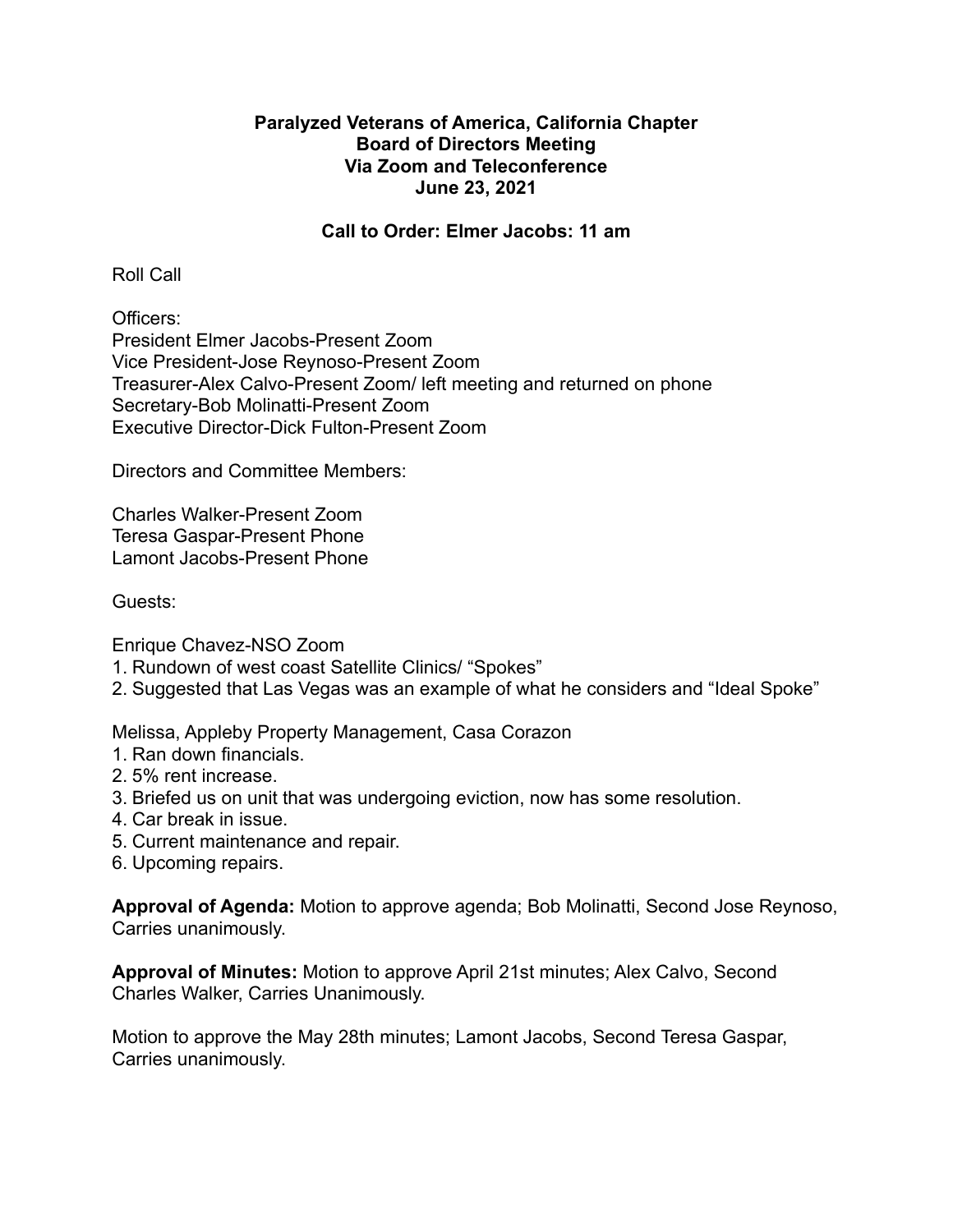**Paralyzed Veterans of America, California Chapter**
**Board of Directors Meeting**
**Via Zoom and Teleconference**
**June 23, 2021**

**Call to Order: Elmer Jacobs: 11 am**

Roll Call

Officers:
President Elmer Jacobs-Present Zoom
Vice President-Jose Reynoso-Present Zoom
Treasurer-Alex Calvo-Present Zoom/ left meeting and returned on phone
Secretary-Bob Molinatti-Present Zoom
Executive Director-Dick Fulton-Present Zoom

Directors and Committee Members:

Charles Walker-Present Zoom
Teresa Gaspar-Present Phone
Lamont Jacobs-Present Phone

Guests:

Enrique Chavez-NSO Zoom
1. Rundown of west coast Satellite Clinics/ "Spokes"
2. Suggested that Las Vegas was an example of what he considers and "Ideal Spoke"

Melissa, Appleby Property Management, Casa Corazon
1. Ran down financials.
2. 5% rent increase.
3. Briefed us on unit that was undergoing eviction, now has some resolution.
4. Car break in issue.
5. Current maintenance and repair.
6. Upcoming repairs.

**Approval of Agenda:** Motion to approve agenda; Bob Molinatti, Second Jose Reynoso, Carries unanimously.

**Approval of Minutes:** Motion to approve April 21st minutes; Alex Calvo, Second Charles Walker, Carries Unanimously.

Motion to approve the May 28th minutes; Lamont Jacobs, Second Teresa Gaspar, Carries unanimously.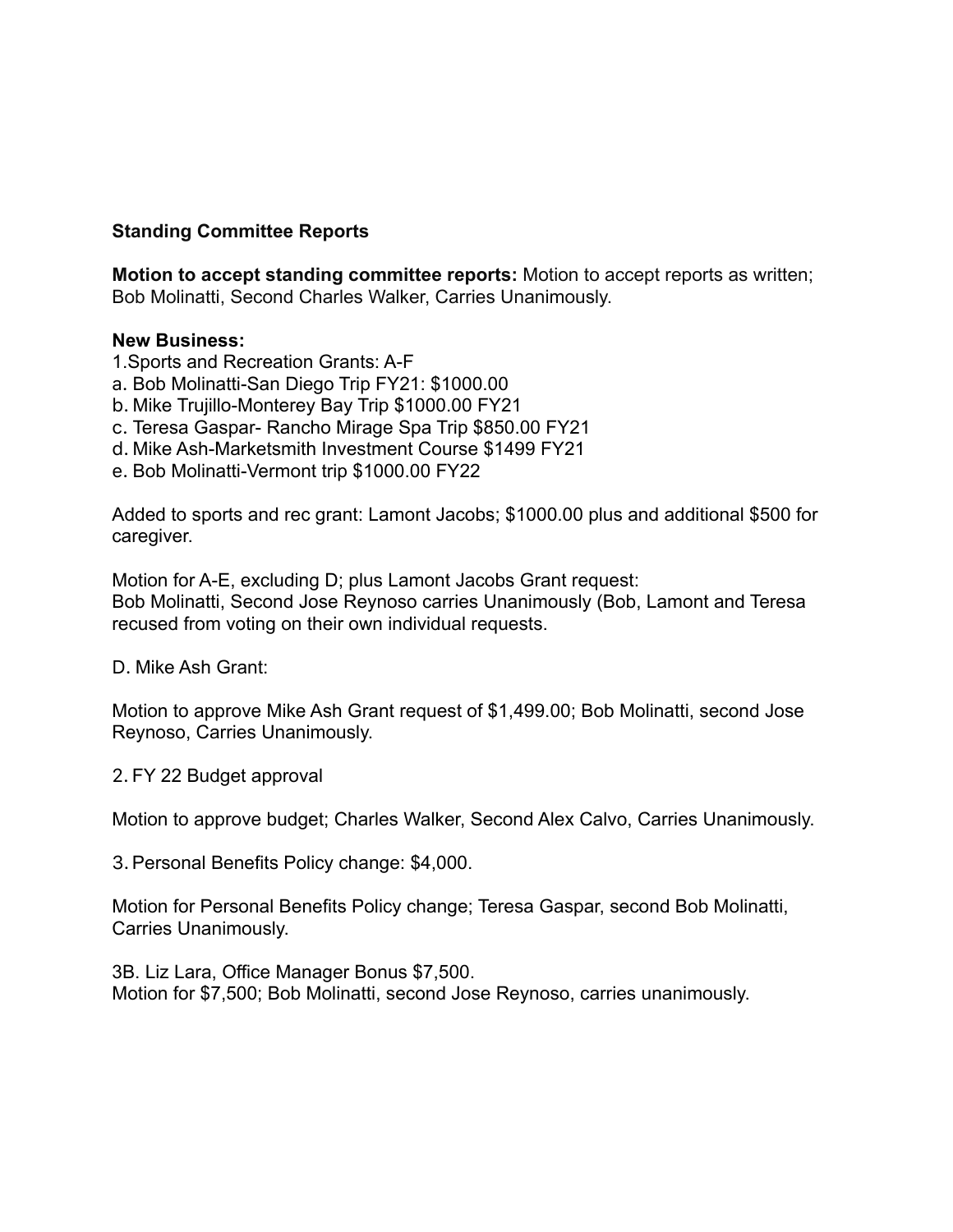**Standing Committee Reports**

**Motion to accept standing committee reports:** Motion to accept reports as written; Bob Molinatti, Second Charles Walker, Carries Unanimously.

**New Business:**

1.Sports and Recreation Grants: A-F

a. Bob Molinatti-San Diego Trip FY21: $1000.00
b. Mike Trujillo-Monterey Bay Trip $1000.00 FY21
c. Teresa Gaspar- Rancho Mirage Spa Trip $850.00 FY21
d. Mike Ash-Marketsmith Investment Course $1499 FY21
e. Bob Molinatti-Vermont trip $1000.00 FY22

Added to sports and rec grant: Lamont Jacobs; $1000.00 plus and additional $500 for caregiver.

Motion for A-E, excluding D; plus Lamont Jacobs Grant request:
Bob Molinatti, Second Jose Reynoso carries Unanimously (Bob, Lamont and Teresa recused from voting on their own individual requests.

D. Mike Ash Grant:

Motion to approve Mike Ash Grant request of $1,499.00; Bob Molinatti, second Jose Reynoso, Carries Unanimously.

2. FY 22 Budget approval

Motion to approve budget; Charles Walker, Second Alex Calvo, Carries Unanimously.

3. Personal Benefits Policy change: $4,000.

Motion for Personal Benefits Policy change; Teresa Gaspar, second Bob Molinatti, Carries Unanimously.

3B. Liz Lara, Office Manager Bonus $7,500.
Motion for $7,500; Bob Molinatti, second Jose Reynoso, carries unanimously.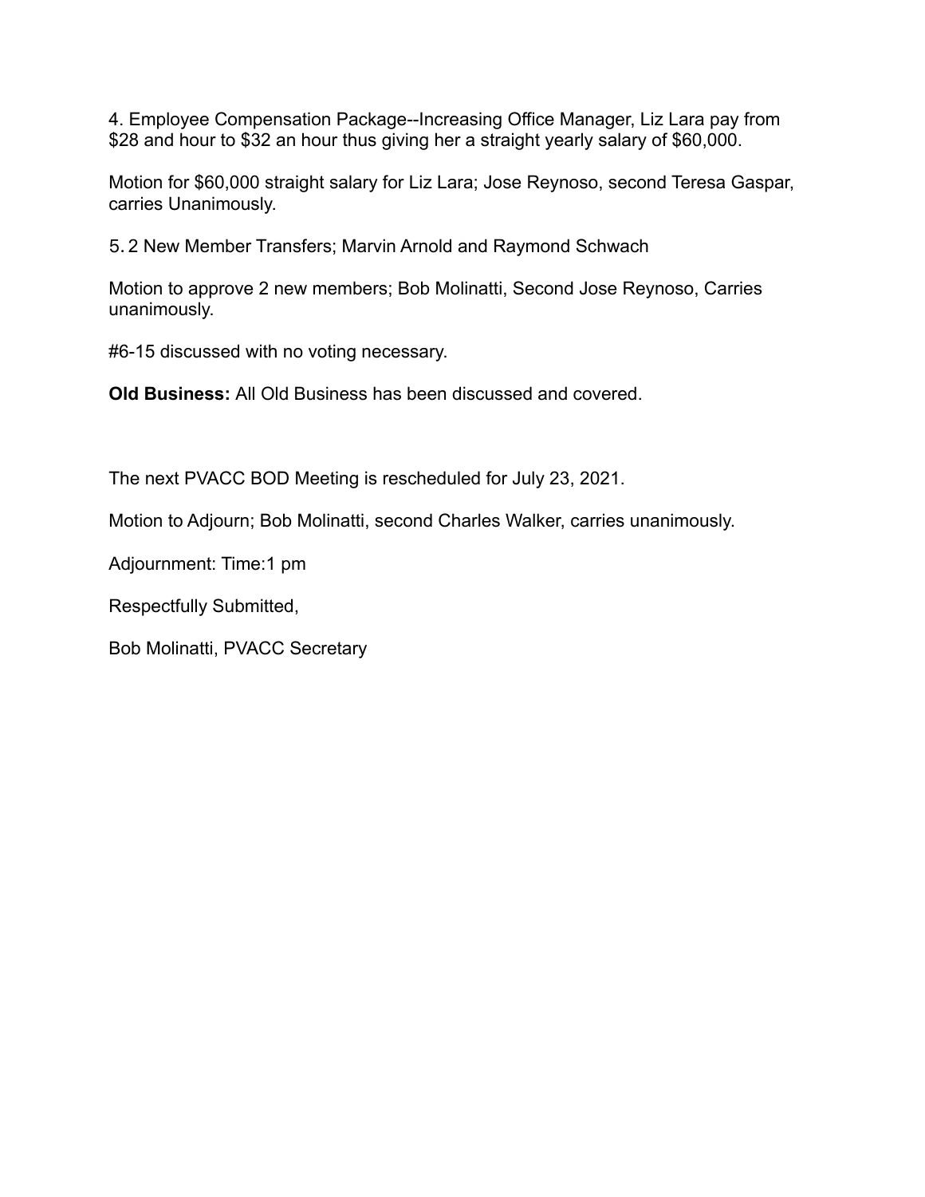4. Employee Compensation Package--Increasing Office Manager, Liz Lara pay from $28 and hour to $32 an hour thus giving her a straight yearly salary of $60,000.

Motion for $60,000 straight salary for Liz Lara; Jose Reynoso, second Teresa Gaspar, carries Unanimously.

5. 2 New Member Transfers; Marvin Arnold and Raymond Schwach

Motion to approve 2 new members; Bob Molinatti, Second Jose Reynoso, Carries unanimously.

#6-15 discussed with no voting necessary.

**Old Business:** All Old Business has been discussed and covered.

The next PVACC BOD Meeting is rescheduled for July 23, 2021.

Motion to Adjourn; Bob Molinatti, second Charles Walker, carries unanimously.

Adjournment: Time:1 pm

Respectfully Submitted,

Bob Molinatti, PVACC Secretary